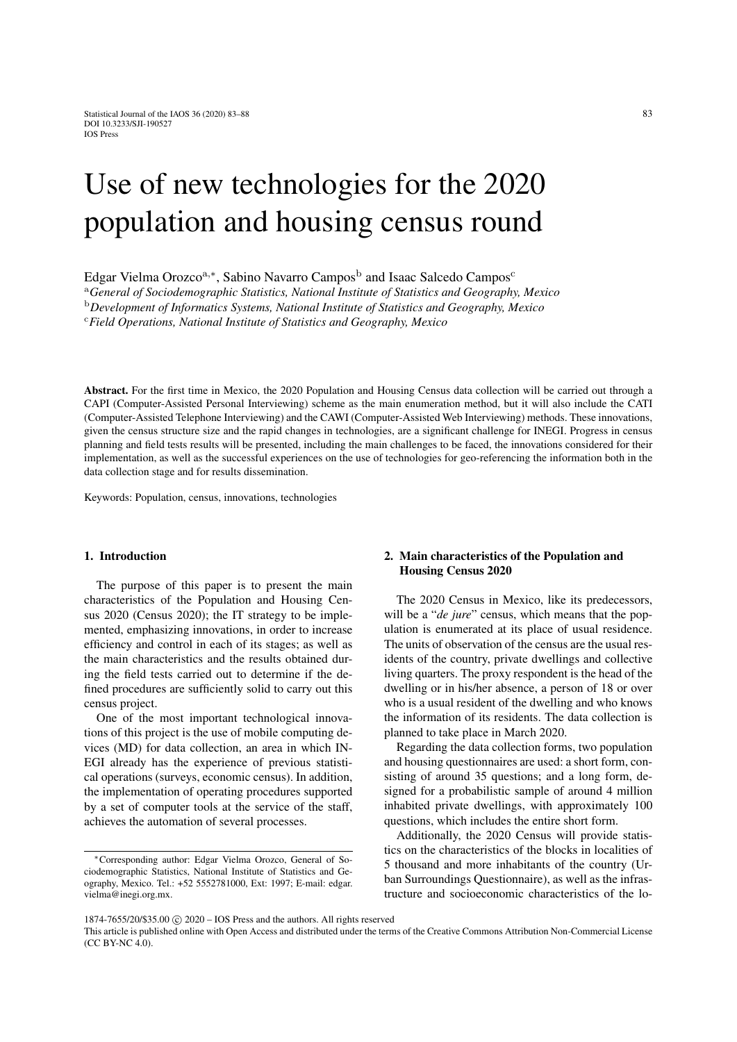# Use of new technologies for the 2020 population and housing census round

Edgar Vielma Orozco[a,*], Sabino Navarro Campos[b] and Isaac Salcedo Campos[c]

[a]*General of Sociodemographic Statistics, National Institute of Statistics and Geography, Mexico*
[b]*Development of Informatics Systems, National Institute of Statistics and Geography, Mexico*
[c]*Field Operations, National Institute of Statistics and Geography, Mexico*

**Abstract.** For the first time in Mexico, the 2020 Population and Housing Census data collection will be carried out through a CAPI (Computer-Assisted Personal Interviewing) scheme as the main enumeration method, but it will also include the CATI (Computer-Assisted Telephone Interviewing) and the CAWI (Computer-Assisted Web Interviewing) methods. These innovations, given the census structure size and the rapid changes in technologies, are a significant challenge for INEGI. Progress in census planning and field tests results will be presented, including the main challenges to be faced, the innovations considered for their implementation, as well as the successful experiences on the use of technologies for geo-referencing the information both in the data collection stage and for results dissemination.

Keywords: Population, census, innovations, technologies

## 1. Introduction

The purpose of this paper is to present the main characteristics of the Population and Housing Census 2020 (Census 2020); the IT strategy to be implemented, emphasizing innovations, in order to increase efficiency and control in each of its stages; as well as the main characteristics and the results obtained during the field tests carried out to determine if the defined procedures are sufficiently solid to carry out this census project.

One of the most important technological innovations of this project is the use of mobile computing devices (MD) for data collection, an area in which INEGI already has the experience of previous statistical operations (surveys, economic census). In addition, the implementation of operating procedures supported by a set of computer tools at the service of the staff, achieves the automation of several processes.

## 2. Main characteristics of the Population and Housing Census 2020

The 2020 Census in Mexico, like its predecessors, will be a "*de jure*" census, which means that the population is enumerated at its place of usual residence. The units of observation of the census are the usual residents of the country, private dwellings and collective living quarters. The proxy respondent is the head of the dwelling or in his/her absence, a person of 18 or over who is a usual resident of the dwelling and who knows the information of its residents. The data collection is planned to take place in March 2020.

Regarding the data collection forms, two population and housing questionnaires are used: a short form, consisting of around 35 questions; and a long form, designed for a probabilistic sample of around 4 million inhabited private dwellings, with approximately 100 questions, which includes the entire short form.

Additionally, the 2020 Census will provide statistics on the characteristics of the blocks in localities of 5 thousand and more inhabitants of the country (Urban Surroundings Questionnaire), as well as the infrastructure and socioeconomic characteristics of the lo-

*Corresponding author: Edgar Vielma Orozco, General of Sociodemographic Statistics, National Institute of Statistics and Geography, Mexico. Tel.: +52 5552781000, Ext: 1997; E-mail: edgar.vielma@inegi.org.mx.

1874-7655/20/$35.00 © 2020 – IOS Press and the authors. All rights reserved
This article is published online with Open Access and distributed under the terms of the Creative Commons Attribution Non-Commercial License (CC BY-NC 4.0).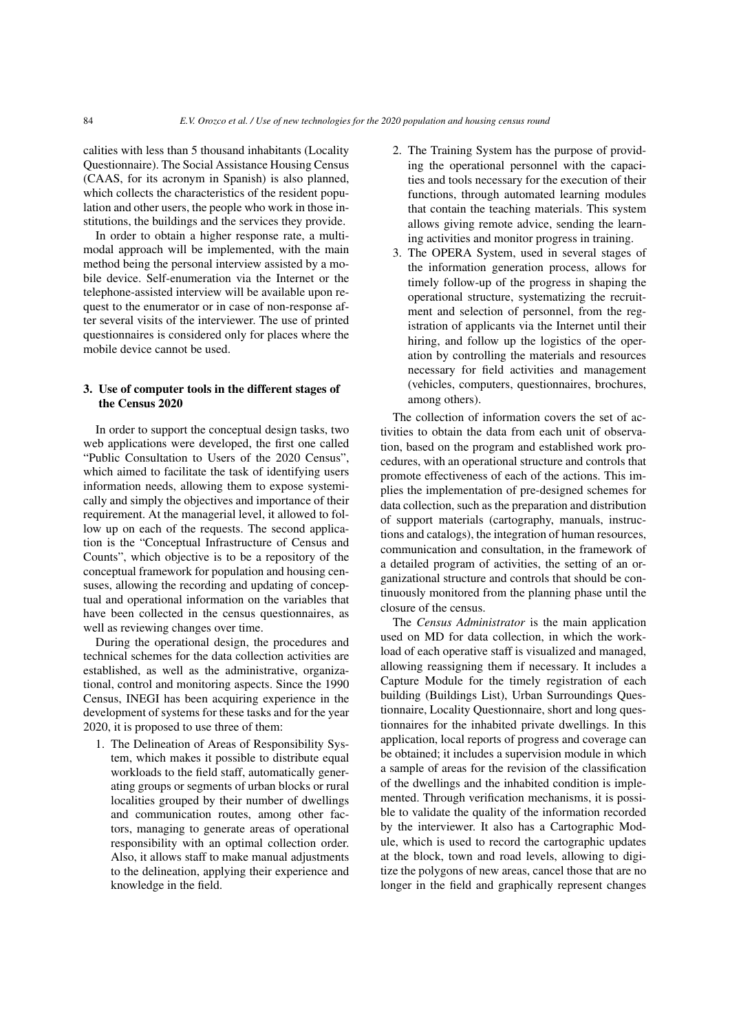calities with less than 5 thousand inhabitants (Locality Questionnaire). The Social Assistance Housing Census (CAAS, for its acronym in Spanish) is also planned, which collects the characteristics of the resident population and other users, the people who work in those institutions, the buildings and the services they provide.

In order to obtain a higher response rate, a multi-modal approach will be implemented, with the main method being the personal interview assisted by a mobile device. Self-enumeration via the Internet or the telephone-assisted interview will be available upon request to the enumerator or in case of non-response after several visits of the interviewer. The use of printed questionnaires is considered only for places where the mobile device cannot be used.

## 3. Use of computer tools in the different stages of the Census 2020

In order to support the conceptual design tasks, two web applications were developed, the first one called "Public Consultation to Users of the 2020 Census", which aimed to facilitate the task of identifying users information needs, allowing them to expose systemically and simply the objectives and importance of their requirement. At the managerial level, it allowed to follow up on each of the requests. The second application is the "Conceptual Infrastructure of Census and Counts", which objective is to be a repository of the conceptual framework for population and housing censuses, allowing the recording and updating of conceptual and operational information on the variables that have been collected in the census questionnaires, as well as reviewing changes over time.

During the operational design, the procedures and technical schemes for the data collection activities are established, as well as the administrative, organizational, control and monitoring aspects. Since the 1990 Census, INEGI has been acquiring experience in the development of systems for these tasks and for the year 2020, it is proposed to use three of them:

1. The Delineation of Areas of Responsibility System, which makes it possible to distribute equal workloads to the field staff, automatically generating groups or segments of urban blocks or rural localities grouped by their number of dwellings and communication routes, among other factors, managing to generate areas of operational responsibility with an optimal collection order. Also, it allows staff to make manual adjustments to the delineation, applying their experience and knowledge in the field.
2. The Training System has the purpose of providing the operational personnel with the capacities and tools necessary for the execution of their functions, through automated learning modules that contain the teaching materials. This system allows giving remote advice, sending the learning activities and monitor progress in training.
3. The OPERA System, used in several stages of the information generation process, allows for timely follow-up of the progress in shaping the operational structure, systematizing the recruitment and selection of personnel, from the registration of applicants via the Internet until their hiring, and follow up the logistics of the operation by controlling the materials and resources necessary for field activities and management (vehicles, computers, questionnaires, brochures, among others).

The collection of information covers the set of activities to obtain the data from each unit of observation, based on the program and established work procedures, with an operational structure and controls that promote effectiveness of each of the actions. This implies the implementation of pre-designed schemes for data collection, such as the preparation and distribution of support materials (cartography, manuals, instructions and catalogs), the integration of human resources, communication and consultation, in the framework of a detailed program of activities, the setting of an organizational structure and controls that should be continuously monitored from the planning phase until the closure of the census.

The *Census Administrator* is the main application used on MD for data collection, in which the workload of each operative staff is visualized and managed, allowing reassigning them if necessary. It includes a Capture Module for the timely registration of each building (Buildings List), Urban Surroundings Questionnaire, Locality Questionnaire, short and long questionnaires for the inhabited private dwellings. In this application, local reports of progress and coverage can be obtained; it includes a supervision module in which a sample of areas for the revision of the classification of the dwellings and the inhabited condition is implemented. Through verification mechanisms, it is possible to validate the quality of the information recorded by the interviewer. It also has a Cartographic Module, which is used to record the cartographic updates at the block, town and road levels, allowing to digitize the polygons of new areas, cancel those that are no longer in the field and graphically represent changes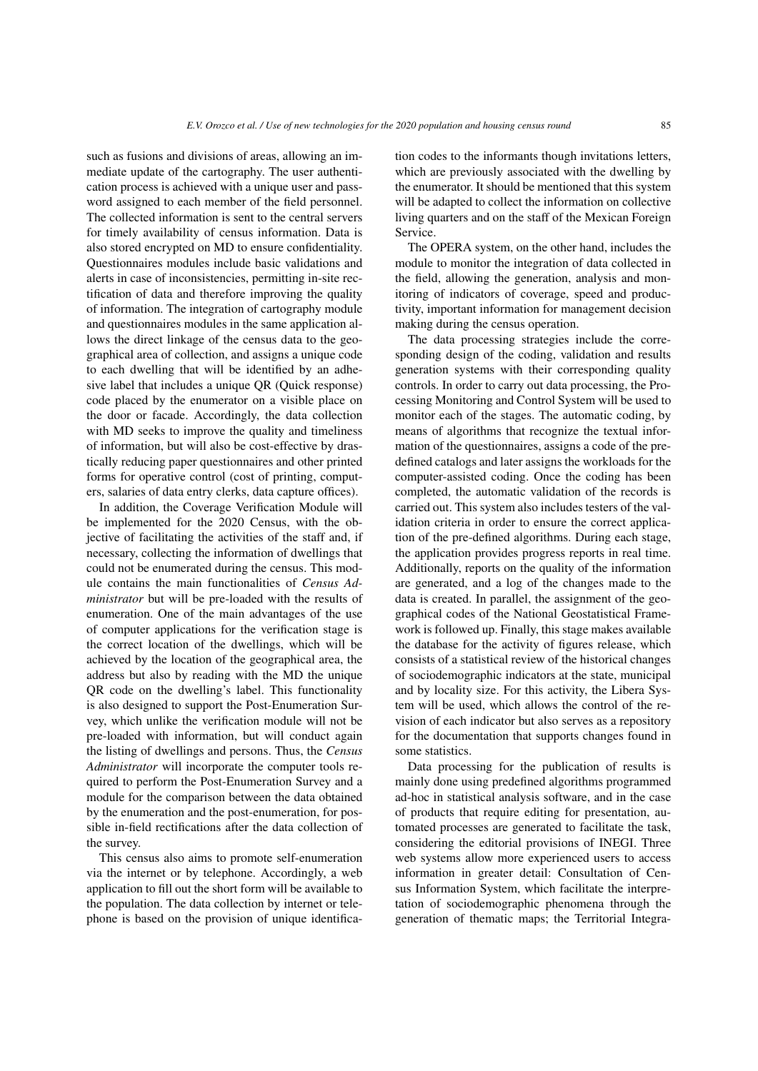such as fusions and divisions of areas, allowing an immediate update of the cartography. The user authentication process is achieved with a unique user and password assigned to each member of the field personnel. The collected information is sent to the central servers for timely availability of census information. Data is also stored encrypted on MD to ensure confidentiality. Questionnaires modules include basic validations and alerts in case of inconsistencies, permitting in-site rectification of data and therefore improving the quality of information. The integration of cartography module and questionnaires modules in the same application allows the direct linkage of the census data to the geographical area of collection, and assigns a unique code to each dwelling that will be identified by an adhesive label that includes a unique QR (Quick response) code placed by the enumerator on a visible place on the door or facade. Accordingly, the data collection with MD seeks to improve the quality and timeliness of information, but will also be cost-effective by drastically reducing paper questionnaires and other printed forms for operative control (cost of printing, computers, salaries of data entry clerks, data capture offices).

In addition, the Coverage Verification Module will be implemented for the 2020 Census, with the objective of facilitating the activities of the staff and, if necessary, collecting the information of dwellings that could not be enumerated during the census. This module contains the main functionalities of *Census Administrator* but will be pre-loaded with the results of enumeration. One of the main advantages of the use of computer applications for the verification stage is the correct location of the dwellings, which will be achieved by the location of the geographical area, the address but also by reading with the MD the unique QR code on the dwelling's label. This functionality is also designed to support the Post-Enumeration Survey, which unlike the verification module will not be pre-loaded with information, but will conduct again the listing of dwellings and persons. Thus, the *Census Administrator* will incorporate the computer tools required to perform the Post-Enumeration Survey and a module for the comparison between the data obtained by the enumeration and the post-enumeration, for possible in-field rectifications after the data collection of the survey.

This census also aims to promote self-enumeration via the internet or by telephone. Accordingly, a web application to fill out the short form will be available to the population. The data collection by internet or telephone is based on the provision of unique identification codes to the informants though invitations letters, which are previously associated with the dwelling by the enumerator. It should be mentioned that this system will be adapted to collect the information on collective living quarters and on the staff of the Mexican Foreign Service.

The OPERA system, on the other hand, includes the module to monitor the integration of data collected in the field, allowing the generation, analysis and monitoring of indicators of coverage, speed and productivity, important information for management decision making during the census operation.

The data processing strategies include the corresponding design of the coding, validation and results generation systems with their corresponding quality controls. In order to carry out data processing, the Processing Monitoring and Control System will be used to monitor each of the stages. The automatic coding, by means of algorithms that recognize the textual information of the questionnaires, assigns a code of the predefined catalogs and later assigns the workloads for the computer-assisted coding. Once the coding has been completed, the automatic validation of the records is carried out. This system also includes testers of the validation criteria in order to ensure the correct application of the pre-defined algorithms. During each stage, the application provides progress reports in real time. Additionally, reports on the quality of the information are generated, and a log of the changes made to the data is created. In parallel, the assignment of the geographical codes of the National Geostatistical Framework is followed up. Finally, this stage makes available the database for the activity of figures release, which consists of a statistical review of the historical changes of sociodemographic indicators at the state, municipal and by locality size. For this activity, the Libera System will be used, which allows the control of the revision of each indicator but also serves as a repository for the documentation that supports changes found in some statistics.

Data processing for the publication of results is mainly done using predefined algorithms programmed ad-hoc in statistical analysis software, and in the case of products that require editing for presentation, automated processes are generated to facilitate the task, considering the editorial provisions of INEGI. Three web systems allow more experienced users to access information in greater detail: Consultation of Census Information System, which facilitate the interpretation of sociodemographic phenomena through the generation of thematic maps; the Territorial Integra-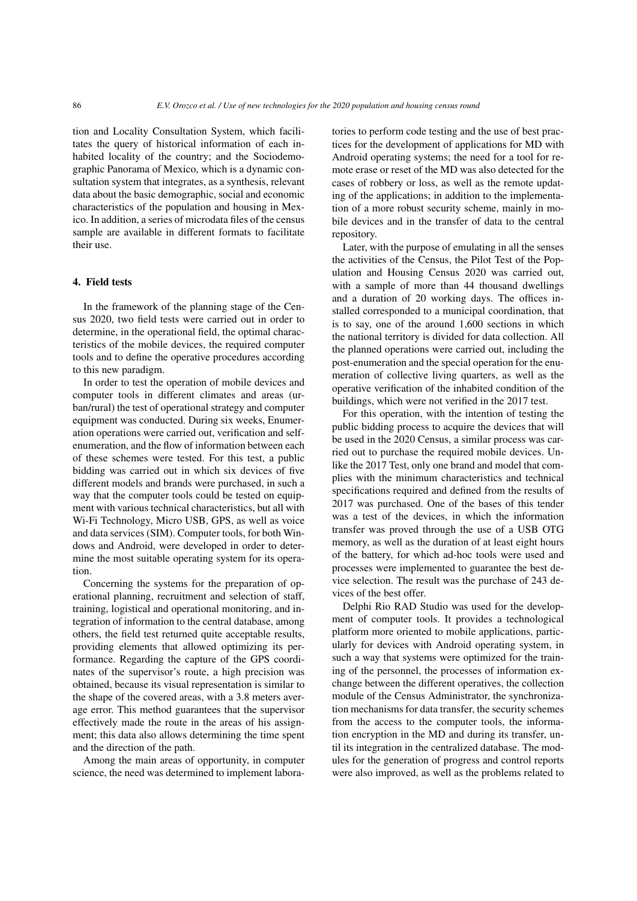tion and Locality Consultation System, which facilitates the query of historical information of each inhabited locality of the country; and the Sociodemographic Panorama of Mexico, which is a dynamic consultation system that integrates, as a synthesis, relevant data about the basic demographic, social and economic characteristics of the population and housing in Mexico. In addition, a series of microdata files of the census sample are available in different formats to facilitate their use.

## 4. Field tests

In the framework of the planning stage of the Census 2020, two field tests were carried out in order to determine, in the operational field, the optimal characteristics of the mobile devices, the required computer tools and to define the operative procedures according to this new paradigm.

In order to test the operation of mobile devices and computer tools in different climates and areas (urban/rural) the test of operational strategy and computer equipment was conducted. During six weeks, Enumeration operations were carried out, verification and self-enumeration, and the flow of information between each of these schemes were tested. For this test, a public bidding was carried out in which six devices of five different models and brands were purchased, in such a way that the computer tools could be tested on equipment with various technical characteristics, but all with Wi-Fi Technology, Micro USB, GPS, as well as voice and data services (SIM). Computer tools, for both Windows and Android, were developed in order to determine the most suitable operating system for its operation.

Concerning the systems for the preparation of operational planning, recruitment and selection of staff, training, logistical and operational monitoring, and integration of information to the central database, among others, the field test returned quite acceptable results, providing elements that allowed optimizing its performance. Regarding the capture of the GPS coordinates of the supervisor's route, a high precision was obtained, because its visual representation is similar to the shape of the covered areas, with a 3.8 meters average error. This method guarantees that the supervisor effectively made the route in the areas of his assignment; this data also allows determining the time spent and the direction of the path.

Among the main areas of opportunity, in computer science, the need was determined to implement laboratories to perform code testing and the use of best practices for the development of applications for MD with Android operating systems; the need for a tool for remote erase or reset of the MD was also detected for the cases of robbery or loss, as well as the remote updating of the applications; in addition to the implementation of a more robust security scheme, mainly in mobile devices and in the transfer of data to the central repository.

Later, with the purpose of emulating in all the senses the activities of the Census, the Pilot Test of the Population and Housing Census 2020 was carried out, with a sample of more than 44 thousand dwellings and a duration of 20 working days. The offices installed corresponded to a municipal coordination, that is to say, one of the around 1,600 sections in which the national territory is divided for data collection. All the planned operations were carried out, including the post-enumeration and the special operation for the enumeration of collective living quarters, as well as the operative verification of the inhabited condition of the buildings, which were not verified in the 2017 test.

For this operation, with the intention of testing the public bidding process to acquire the devices that will be used in the 2020 Census, a similar process was carried out to purchase the required mobile devices. Unlike the 2017 Test, only one brand and model that complies with the minimum characteristics and technical specifications required and defined from the results of 2017 was purchased. One of the bases of this tender was a test of the devices, in which the information transfer was proved through the use of a USB OTG memory, as well as the duration of at least eight hours of the battery, for which ad-hoc tools were used and processes were implemented to guarantee the best device selection. The result was the purchase of 243 devices of the best offer.

Delphi Rio RAD Studio was used for the development of computer tools. It provides a technological platform more oriented to mobile applications, particularly for devices with Android operating system, in such a way that systems were optimized for the training of the personnel, the processes of information exchange between the different operatives, the collection module of the Census Administrator, the synchronization mechanisms for data transfer, the security schemes from the access to the computer tools, the information encryption in the MD and during its transfer, until its integration in the centralized database. The modules for the generation of progress and control reports were also improved, as well as the problems related to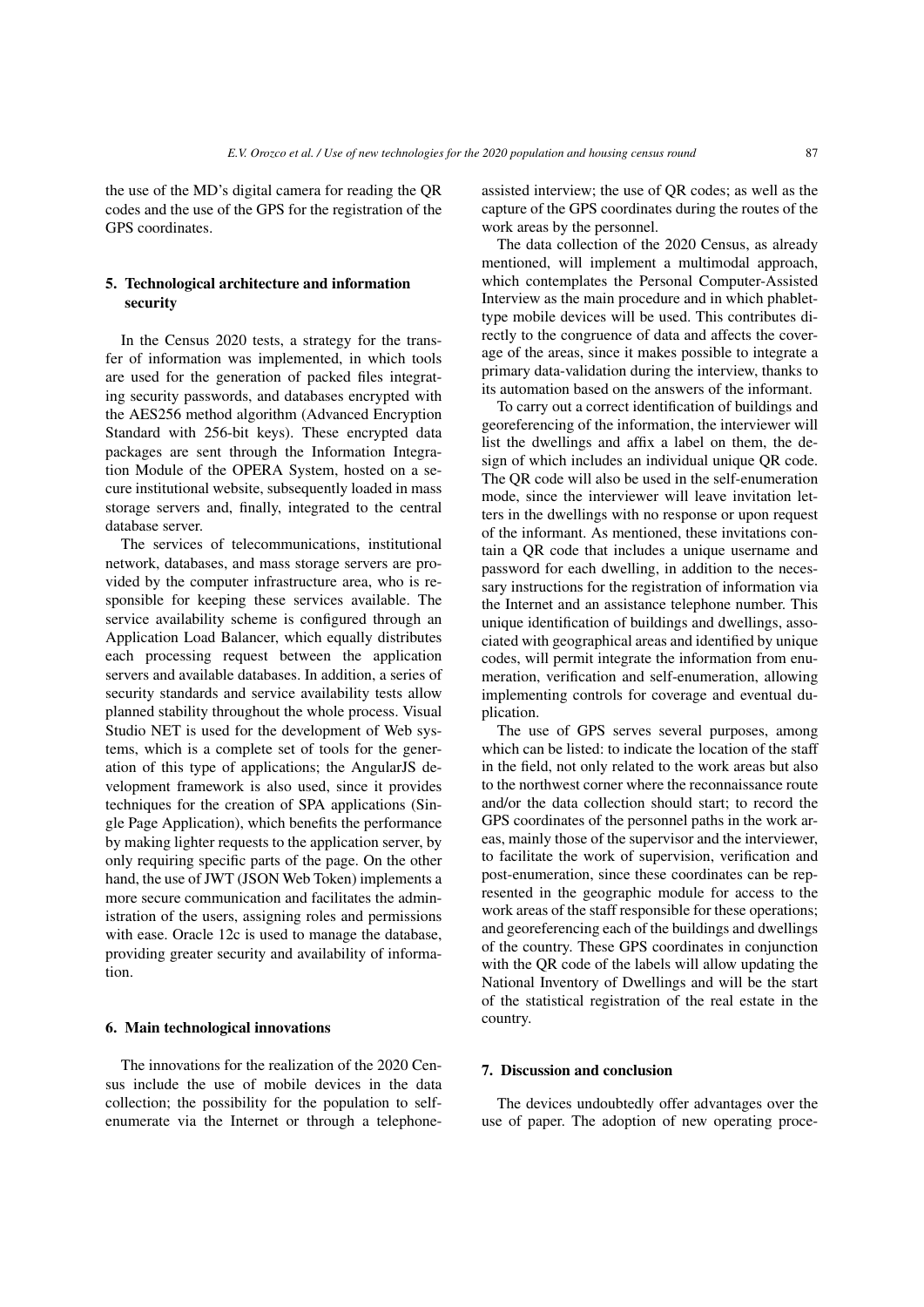the use of the MD's digital camera for reading the QR codes and the use of the GPS for the registration of the GPS coordinates.

## 5. Technological architecture and information security

In the Census 2020 tests, a strategy for the transfer of information was implemented, in which tools are used for the generation of packed files integrating security passwords, and databases encrypted with the AES256 method algorithm (Advanced Encryption Standard with 256-bit keys). These encrypted data packages are sent through the Information Integration Module of the OPERA System, hosted on a secure institutional website, subsequently loaded in mass storage servers and, finally, integrated to the central database server.

The services of telecommunications, institutional network, databases, and mass storage servers are provided by the computer infrastructure area, who is responsible for keeping these services available. The service availability scheme is configured through an Application Load Balancer, which equally distributes each processing request between the application servers and available databases. In addition, a series of security standards and service availability tests allow planned stability throughout the whole process. Visual Studio NET is used for the development of Web systems, which is a complete set of tools for the generation of this type of applications; the AngularJS development framework is also used, since it provides techniques for the creation of SPA applications (Single Page Application), which benefits the performance by making lighter requests to the application server, by only requiring specific parts of the page. On the other hand, the use of JWT (JSON Web Token) implements a more secure communication and facilitates the administration of the users, assigning roles and permissions with ease. Oracle 12c is used to manage the database, providing greater security and availability of information.

## 6. Main technological innovations

The innovations for the realization of the 2020 Census include the use of mobile devices in the data collection; the possibility for the population to self-enumerate via the Internet or through a telephone-assisted interview; the use of QR codes; as well as the capture of the GPS coordinates during the routes of the work areas by the personnel.

The data collection of the 2020 Census, as already mentioned, will implement a multimodal approach, which contemplates the Personal Computer-Assisted Interview as the main procedure and in which phablet-type mobile devices will be used. This contributes directly to the congruence of data and affects the coverage of the areas, since it makes possible to integrate a primary data-validation during the interview, thanks to its automation based on the answers of the informant.

To carry out a correct identification of buildings and georeferencing of the information, the interviewer will list the dwellings and affix a label on them, the design of which includes an individual unique QR code. The QR code will also be used in the self-enumeration mode, since the interviewer will leave invitation letters in the dwellings with no response or upon request of the informant. As mentioned, these invitations contain a QR code that includes a unique username and password for each dwelling, in addition to the necessary instructions for the registration of information via the Internet and an assistance telephone number. This unique identification of buildings and dwellings, associated with geographical areas and identified by unique codes, will permit integrate the information from enumeration, verification and self-enumeration, allowing implementing controls for coverage and eventual duplication.

The use of GPS serves several purposes, among which can be listed: to indicate the location of the staff in the field, not only related to the work areas but also to the northwest corner where the reconnaissance route and/or the data collection should start; to record the GPS coordinates of the personnel paths in the work areas, mainly those of the supervisor and the interviewer, to facilitate the work of supervision, verification and post-enumeration, since these coordinates can be represented in the geographic module for access to the work areas of the staff responsible for these operations; and georeferencing each of the buildings and dwellings of the country. These GPS coordinates in conjunction with the QR code of the labels will allow updating the National Inventory of Dwellings and will be the start of the statistical registration of the real estate in the country.

## 7. Discussion and conclusion

The devices undoubtedly offer advantages over the use of paper. The adoption of new operating proce-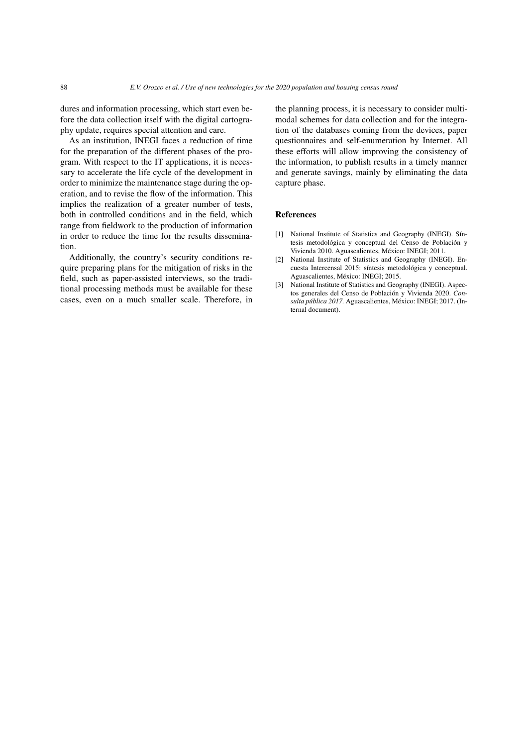dures and information processing, which start even before the data collection itself with the digital cartography update, requires special attention and care.

As an institution, INEGI faces a reduction of time for the preparation of the different phases of the program. With respect to the IT applications, it is necessary to accelerate the life cycle of the development in order to minimize the maintenance stage during the operation, and to revise the flow of the information. This implies the realization of a greater number of tests, both in controlled conditions and in the field, which range from fieldwork to the production of information in order to reduce the time for the results dissemination.

Additionally, the country's security conditions require preparing plans for the mitigation of risks in the field, such as paper-assisted interviews, so the traditional processing methods must be available for these cases, even on a much smaller scale. Therefore, in the planning process, it is necessary to consider multimodal schemes for data collection and for the integration of the databases coming from the devices, paper questionnaires and self-enumeration by Internet. All these efforts will allow improving the consistency of the information, to publish results in a timely manner and generate savings, mainly by eliminating the data capture phase.

## References

[1] National Institute of Statistics and Geography (INEGI). Síntesis metodológica y conceptual del Censo de Población y Vivienda 2010. Aguascalientes, México: INEGI; 2011.

[2] National Institute of Statistics and Geography (INEGI). Encuesta Intercensal 2015: síntesis metodológica y conceptual. Aguascalientes, México: INEGI; 2015.

[3] National Institute of Statistics and Geography (INEGI). Aspectos generales del Censo de Población y Vivienda 2020. *Consulta pública 2017*. Aguascalientes, México: INEGI; 2017. (Internal document).